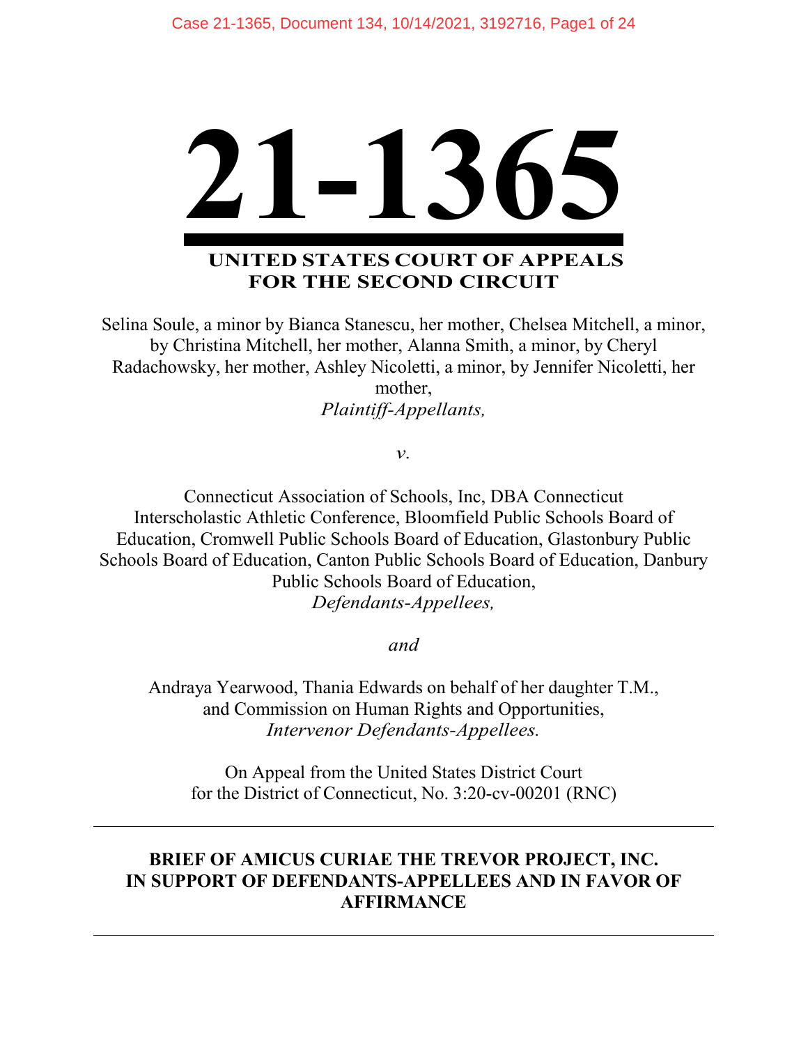# 21-1365

**UNITED STATES COURT OF APPEALS
FOR THE SECOND CIRCUIT**

Selina Soule, a minor by Bianca Stanescu, her mother, Chelsea Mitchell, a minor, by Christina Mitchell, her mother, Alanna Smith, a minor, by Cheryl Radachowsky, her mother, Ashley Nicoletti, a minor, by Jennifer Nicoletti, her mother,
*Plaintiff-Appellants,*

*v.*

Connecticut Association of Schools, Inc, DBA Connecticut Interscholastic Athletic Conference, Bloomfield Public Schools Board of Education, Cromwell Public Schools Board of Education, Glastonbury Public Schools Board of Education, Canton Public Schools Board of Education, Danbury Public Schools Board of Education,
*Defendants-Appellees,*

*and*

Andraya Yearwood, Thania Edwards on behalf of her daughter T.M., and Commission on Human Rights and Opportunities,
*Intervenor Defendants-Appellees.*

On Appeal from the United States District Court for the District of Connecticut, No. 3:20-cv-00201 (RNC)

---

**BRIEF OF AMICUS CURIAE THE TREVOR PROJECT, INC. IN SUPPORT OF DEFENDANTS-APPELLEES AND IN FAVOR OF AFFIRMANCE**

---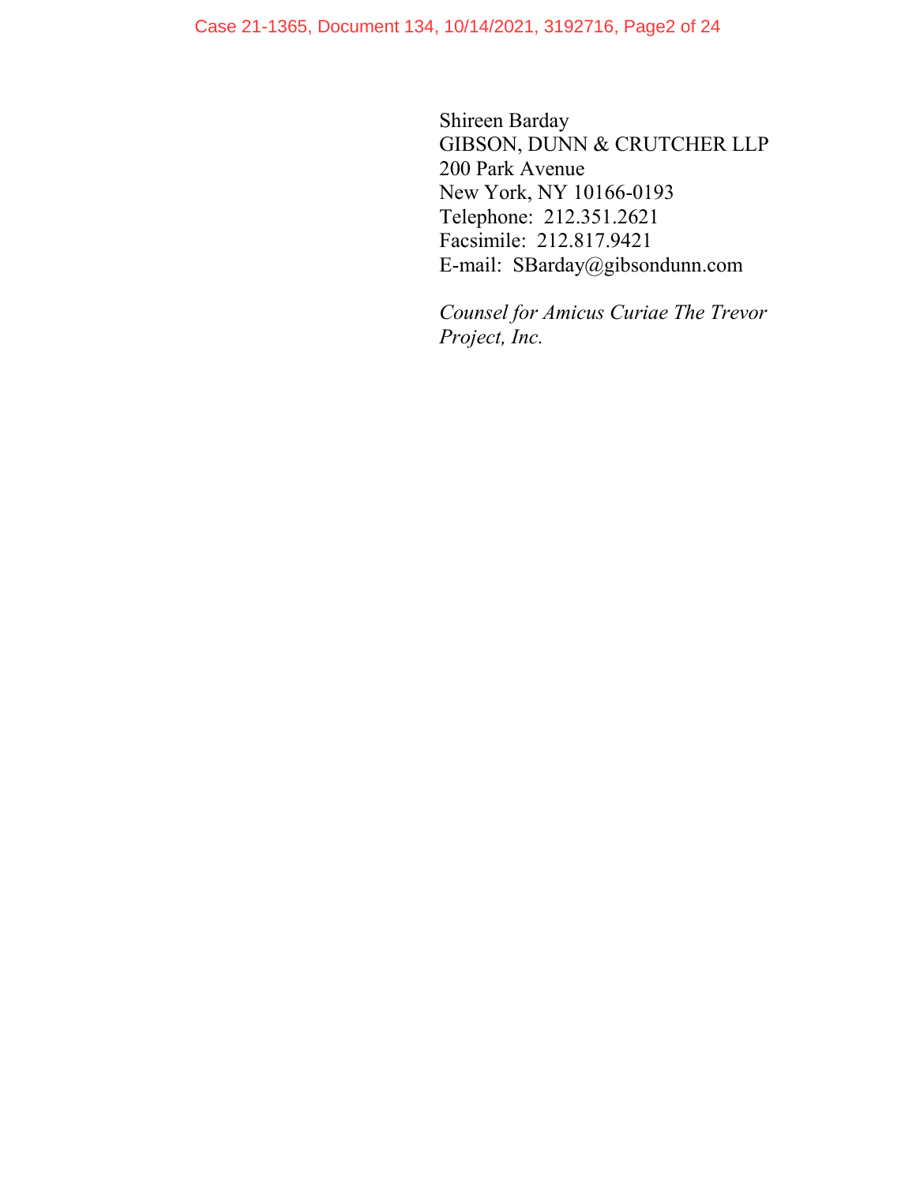Shireen Barday
GIBSON, DUNN & CRUTCHER LLP
200 Park Avenue
New York, NY 10166-0193
Telephone: 212.351.2621
Facsimile: 212.817.9421
E-mail: SBarday@gibsondunn.com

*Counsel for Amicus Curiae The Trevor Project, Inc.*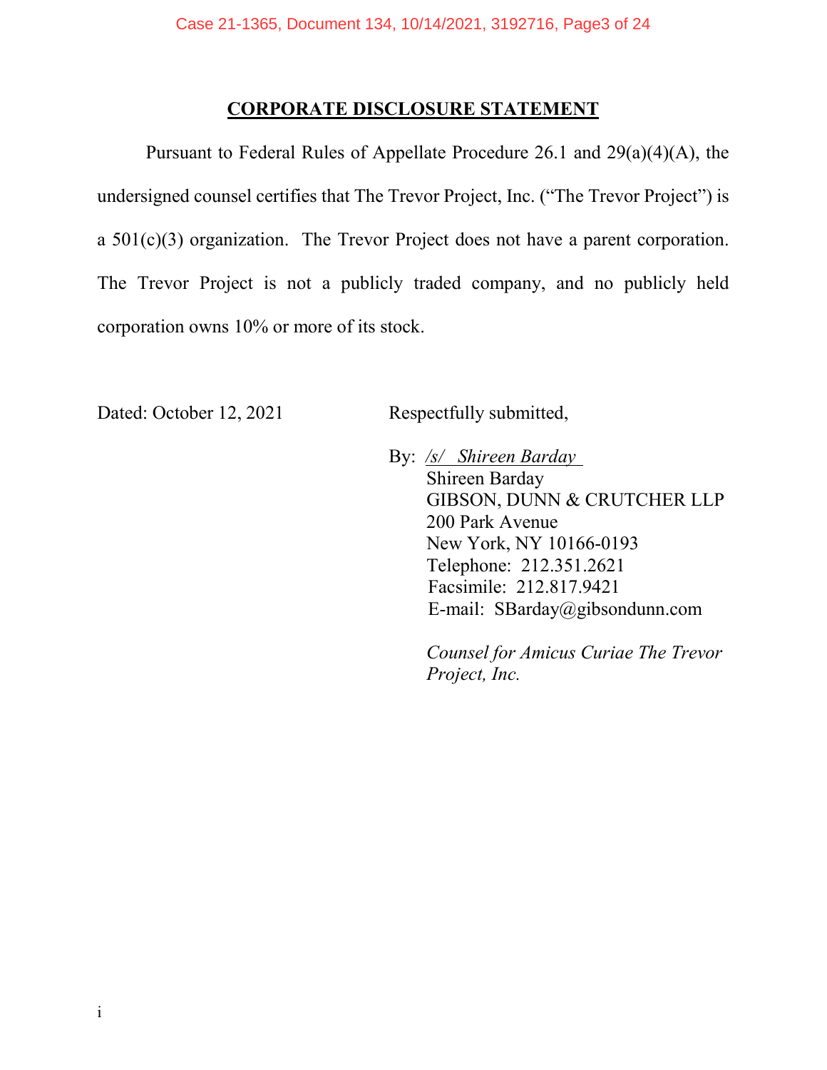## **CORPORATE DISCLOSURE STATEMENT**

Pursuant to Federal Rules of Appellate Procedure 26.1 and 29(a)(4)(A), the undersigned counsel certifies that The Trevor Project, Inc. ("The Trevor Project") is a 501(c)(3) organization. The Trevor Project does not have a parent corporation. The Trevor Project is not a publicly traded company, and no publicly held corporation owns 10% or more of its stock.

Dated: October 12, 2021

Respectfully submitted,

By: */s/ Shireen Barday*
Shireen Barday
GIBSON, DUNN & CRUTCHER LLP
200 Park Avenue
New York, NY 10166-0193
Telephone: 212.351.2621
Facsimile: 212.817.9421
E-mail: SBarday@gibsondunn.com

*Counsel for Amicus Curiae The Trevor Project, Inc.*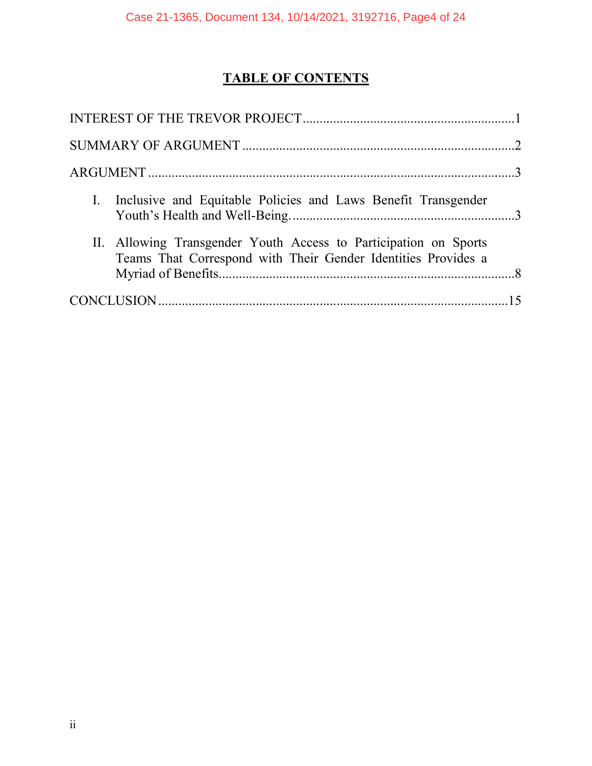# TABLE OF CONTENTS

INTEREST OF THE TREVOR PROJECT ........................................................ 1

SUMMARY OF ARGUMENT ........................................................................ 2

ARGUMENT ................................................................................................... 3

I. Inclusive and Equitable Policies and Laws Benefit Transgender Youth's Health and Well-Being. ........................................................... 3

II. Allowing Transgender Youth Access to Participation on Sports Teams That Correspond with Their Gender Identities Provides a Myriad of Benefits ................................................................................ 8

CONCLUSION ............................................................................................. 15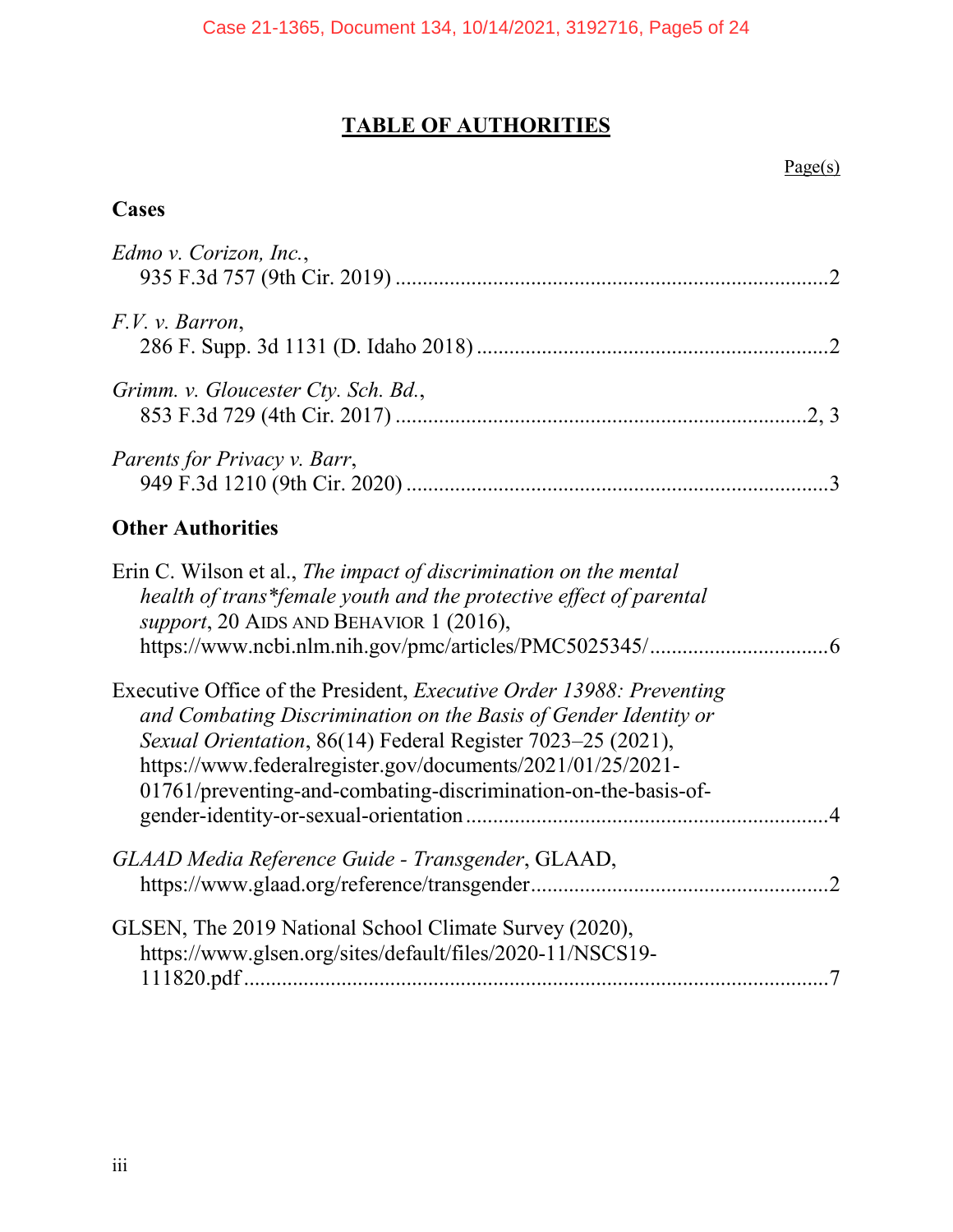# TABLE OF AUTHORITIES

Page(s)

## Cases

*Edmo v. Corizon, Inc.*,
935 F.3d 757 (9th Cir. 2019) ....................................................................2

*F.V. v. Barron*,
286 F. Supp. 3d 1131 (D. Idaho 2018) ....................................................2

*Grimm. v. Gloucester Cty. Sch. Bd.*,
853 F.3d 729 (4th Cir. 2017) ...............................................................2, 3

*Parents for Privacy v. Barr*,
949 F.3d 1210 (9th Cir. 2020) ..................................................................3

## Other Authorities

Erin C. Wilson et al., *The impact of discrimination on the mental health of trans*female youth and the protective effect of parental support*, 20 AIDS AND BEHAVIOR 1 (2016), https://www.ncbi.nlm.nih.gov/pmc/articles/PMC5025345/.................................6

Executive Office of the President, *Executive Order 13988: Preventing and Combating Discrimination on the Basis of Gender Identity or Sexual Orientation*, 86(14) Federal Register 7023–25 (2021), https://www.federalregister.gov/documents/2021/01/25/2021-01761/preventing-and-combating-discrimination-on-the-basis-of-gender-identity-or-sexual-orientation ..................................................................4

*GLAAD Media Reference Guide - Transgender*, GLAAD, https://www.glaad.org/reference/transgender.......................................................2

GLSEN, The 2019 National School Climate Survey (2020), https://www.glsen.org/sites/default/files/2020-11/NSCS19-111820.pdf ...........................................................................................7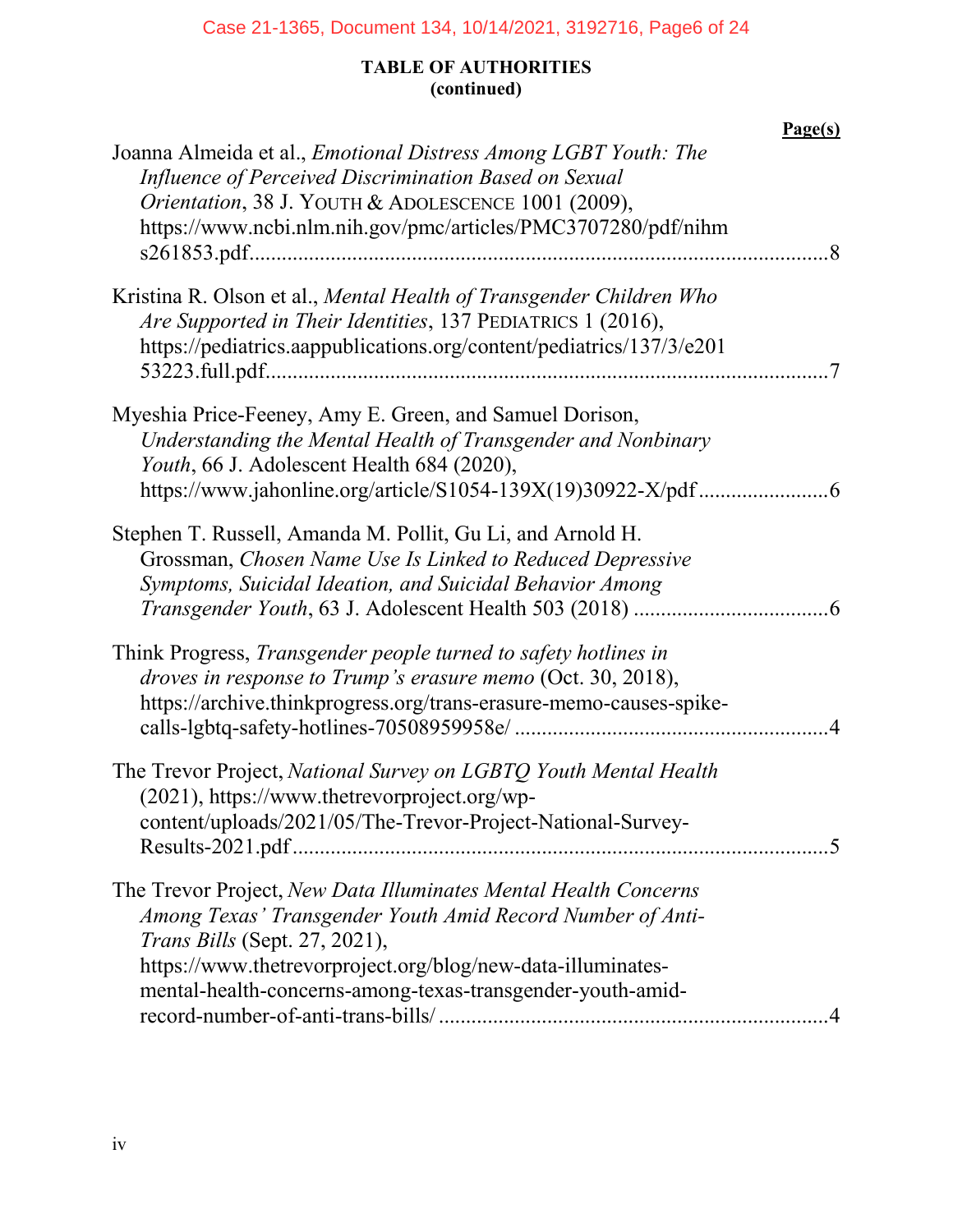**TABLE OF AUTHORITIES**
**(continued)**

**Page(s)**

Joanna Almeida et al., *Emotional Distress Among LGBT Youth: The Influence of Perceived Discrimination Based on Sexual Orientation*, 38 J. YOUTH & ADOLESCENCE 1001 (2009), https://www.ncbi.nlm.nih.gov/pmc/articles/PMC3707280/pdf/nihms261853.pdf........................................................................................................8

Kristina R. Olson et al., *Mental Health of Transgender Children Who Are Supported in Their Identities*, 137 PEDIATRICS 1 (2016), https://pediatrics.aappublications.org/content/pediatrics/137/3/e20153223.full.pdf.....................................................................................................7

Myeshia Price-Feeney, Amy E. Green, and Samuel Dorison, *Understanding the Mental Health of Transgender and Nonbinary Youth*, 66 J. Adolescent Health 684 (2020), https://www.jahonline.org/article/S1054-139X(19)30922-X/pdf .......................6

Stephen T. Russell, Amanda M. Pollit, Gu Li, and Arnold H. Grossman, *Chosen Name Use Is Linked to Reduced Depressive Symptoms, Suicidal Ideation, and Suicidal Behavior Among Transgender Youth*, 63 J. Adolescent Health 503 (2018) ...................................6

Think Progress, *Transgender people turned to safety hotlines in droves in response to Trump's erasure memo* (Oct. 30, 2018), https://archive.thinkprogress.org/trans-erasure-memo-causes-spike-calls-lgbtq-safety-hotlines-70508959958e/ .........................................................4

The Trevor Project, *National Survey on LGBTQ Youth Mental Health* (2021), https://www.thetrevorproject.org/wp-content/uploads/2021/05/The-Trevor-Project-National-Survey-Results-2021.pdf ..................................................................................................5

The Trevor Project, *New Data Illuminates Mental Health Concerns Among Texas' Transgender Youth Amid Record Number of Anti-Trans Bills* (Sept. 27, 2021), https://www.thetrevorproject.org/blog/new-data-illuminates-mental-health-concerns-among-texas-transgender-youth-amid-record-number-of-anti-trans-bills/ .......................................................................4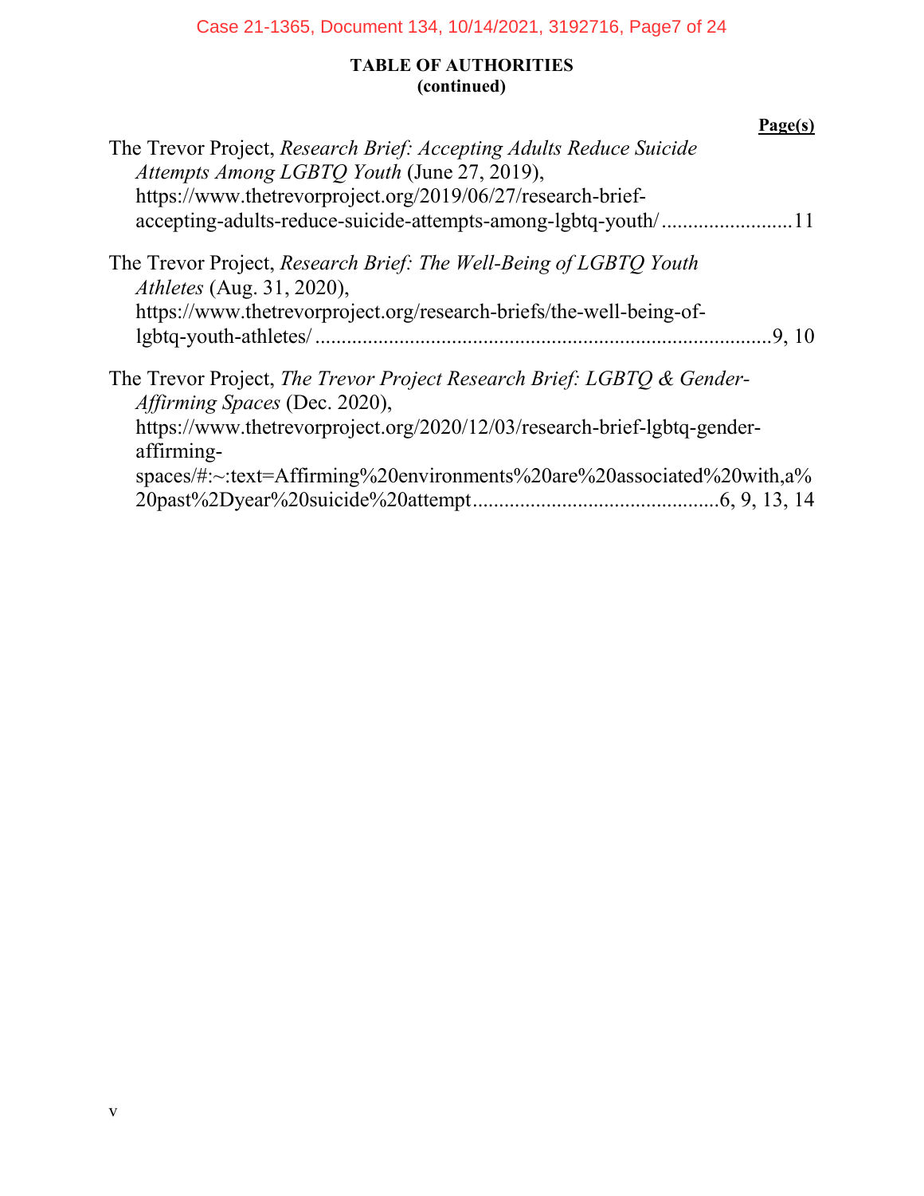**TABLE OF AUTHORITIES**
**(continued)**

**Page(s)**

The Trevor Project, *Research Brief: Accepting Adults Reduce Suicide Attempts Among LGBTQ Youth* (June 27, 2019), https://www.thetrevorproject.org/2019/06/27/research-brief-accepting-adults-reduce-suicide-attempts-among-lgbtq-youth/ .........................11

The Trevor Project, *Research Brief: The Well-Being of LGBTQ Youth Athletes* (Aug. 31, 2020), https://www.thetrevorproject.org/research-briefs/the-well-being-of-lgbtq-youth-athletes/ .......................................................................................9, 10

The Trevor Project, *The Trevor Project Research Brief: LGBTQ & Gender-Affirming Spaces* (Dec. 2020), https://www.thetrevorproject.org/2020/12/03/research-brief-lgbtq-gender-affirming-spaces/#:~:text=Affirming%20environments%20are%20associated%20with,a%20past%2Dyear%20suicide%20attempt...............................................6, 9, 13, 14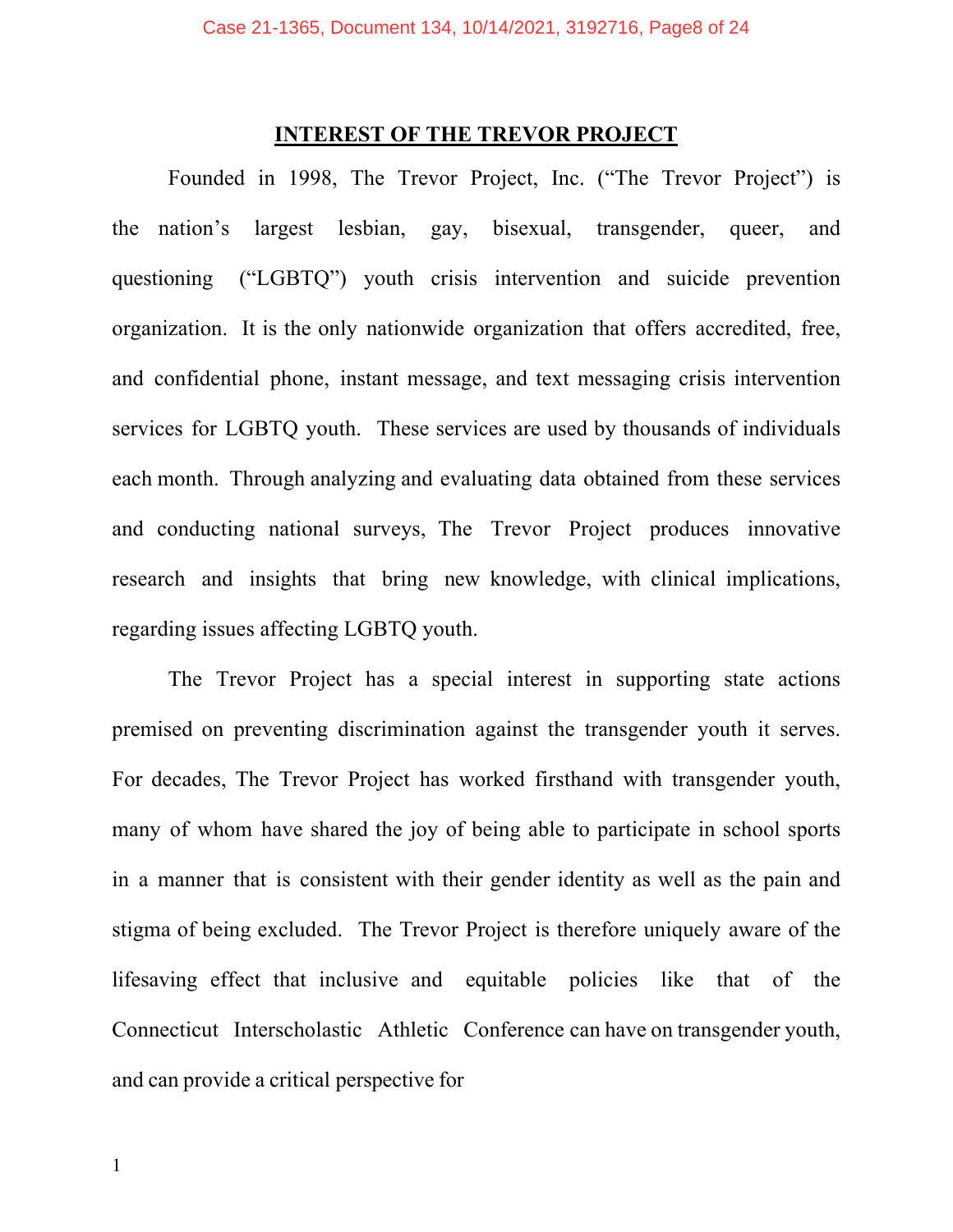## INTEREST OF THE TREVOR PROJECT

Founded in 1998, The Trevor Project, Inc. ("The Trevor Project") is the nation's largest lesbian, gay, bisexual, transgender, queer, and questioning ("LGBTQ") youth crisis intervention and suicide prevention organization. It is the only nationwide organization that offers accredited, free, and confidential phone, instant message, and text messaging crisis intervention services for LGBTQ youth. These services are used by thousands of individuals each month. Through analyzing and evaluating data obtained from these services and conducting national surveys, The Trevor Project produces innovative research and insights that bring new knowledge, with clinical implications, regarding issues affecting LGBTQ youth.

The Trevor Project has a special interest in supporting state actions premised on preventing discrimination against the transgender youth it serves. For decades, The Trevor Project has worked firsthand with transgender youth, many of whom have shared the joy of being able to participate in school sports in a manner that is consistent with their gender identity as well as the pain and stigma of being excluded. The Trevor Project is therefore uniquely aware of the lifesaving effect that inclusive and equitable policies like that of the Connecticut Interscholastic Athletic Conference can have on transgender youth, and can provide a critical perspective for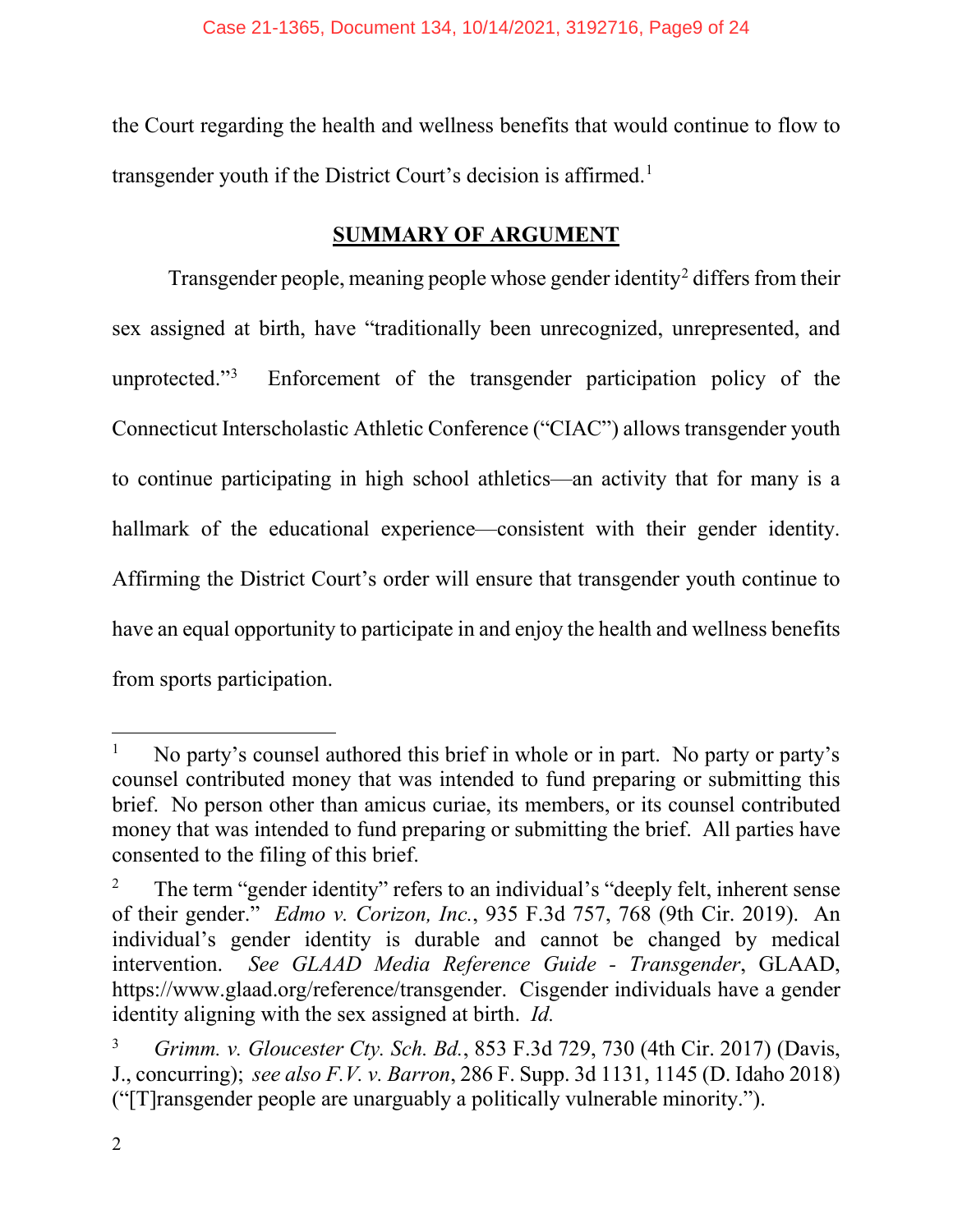the Court regarding the health and wellness benefits that would continue to flow to transgender youth if the District Court's decision is affirmed.[1]

## SUMMARY OF ARGUMENT

Transgender people, meaning people whose gender identity[2] differs from their sex assigned at birth, have "traditionally been unrecognized, unrepresented, and unprotected."[3] Enforcement of the transgender participation policy of the Connecticut Interscholastic Athletic Conference ("CIAC") allows transgender youth to continue participating in high school athletics—an activity that for many is a hallmark of the educational experience—consistent with their gender identity. Affirming the District Court's order will ensure that transgender youth continue to have an equal opportunity to participate in and enjoy the health and wellness benefits from sports participation.

---

[1] No party's counsel authored this brief in whole or in part. No party or party's counsel contributed money that was intended to fund preparing or submitting this brief. No person other than amicus curiae, its members, or its counsel contributed money that was intended to fund preparing or submitting the brief. All parties have consented to the filing of this brief.

[2] The term "gender identity" refers to an individual's "deeply felt, inherent sense of their gender." *Edmo v. Corizon, Inc.*, 935 F.3d 757, 768 (9th Cir. 2019). An individual's gender identity is durable and cannot be changed by medical intervention. *See GLAAD Media Reference Guide - Transgender*, GLAAD, https://www.glaad.org/reference/transgender. Cisgender individuals have a gender identity aligning with the sex assigned at birth. *Id.*

[3] *Grimm. v. Gloucester Cty. Sch. Bd.*, 853 F.3d 729, 730 (4th Cir. 2017) (Davis, J., concurring); *see also F.V. v. Barron*, 286 F. Supp. 3d 1131, 1145 (D. Idaho 2018) ("[T]ransgender people are unarguably a politically vulnerable minority.").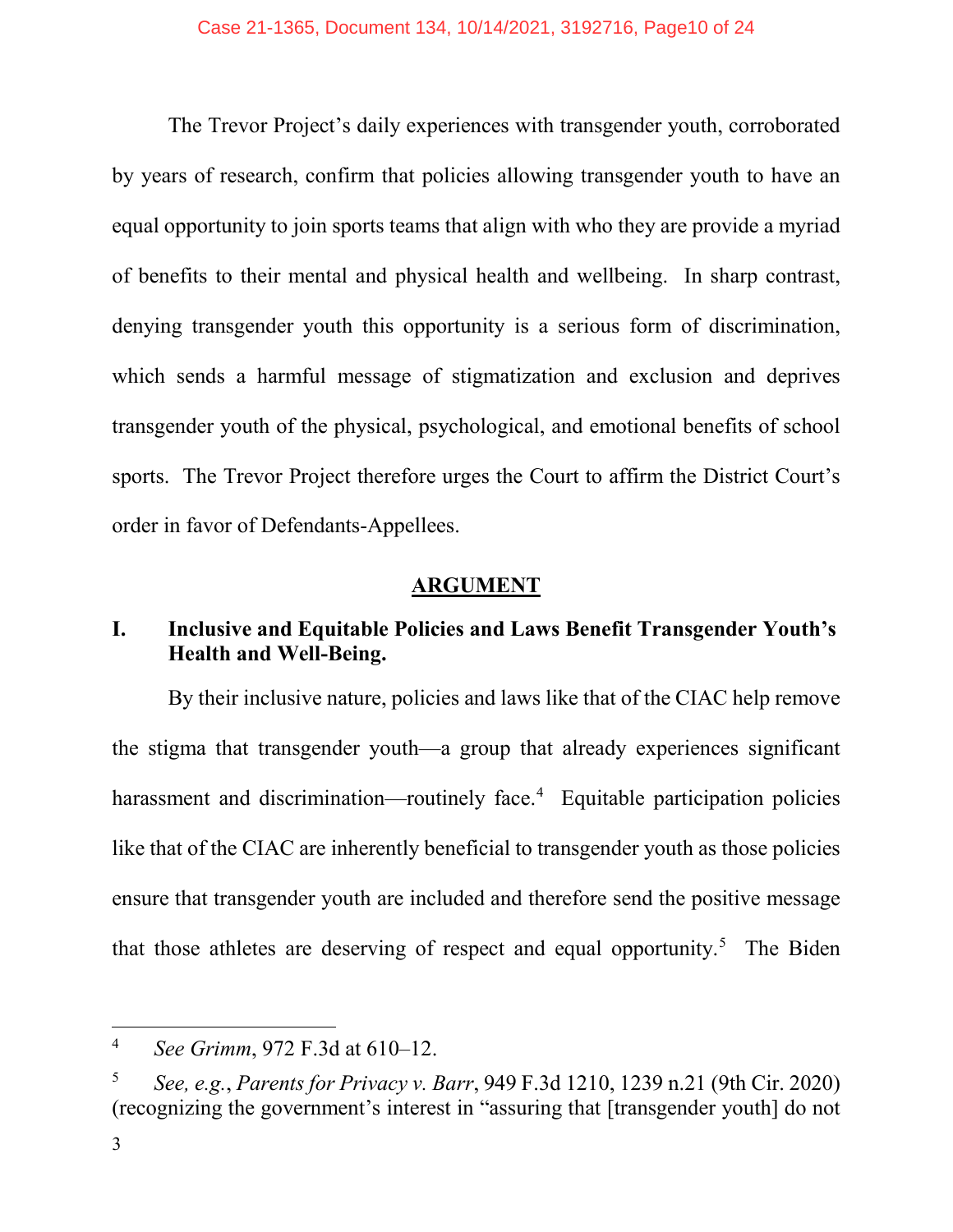The Trevor Project's daily experiences with transgender youth, corroborated by years of research, confirm that policies allowing transgender youth to have an equal opportunity to join sports teams that align with who they are provide a myriad of benefits to their mental and physical health and wellbeing. In sharp contrast, denying transgender youth this opportunity is a serious form of discrimination, which sends a harmful message of stigmatization and exclusion and deprives transgender youth of the physical, psychological, and emotional benefits of school sports. The Trevor Project therefore urges the Court to affirm the District Court's order in favor of Defendants-Appellees.

## ARGUMENT

### I. Inclusive and Equitable Policies and Laws Benefit Transgender Youth's Health and Well-Being.

By their inclusive nature, policies and laws like that of the CIAC help remove the stigma that transgender youth—a group that already experiences significant harassment and discrimination—routinely face.[4] Equitable participation policies like that of the CIAC are inherently beneficial to transgender youth as those policies ensure that transgender youth are included and therefore send the positive message that those athletes are deserving of respect and equal opportunity.[5] The Biden

---

[4] *See Grimm*, 972 F.3d at 610–12.

[5] *See, e.g.*, *Parents for Privacy v. Barr*, 949 F.3d 1210, 1239 n.21 (9th Cir. 2020) (recognizing the government's interest in "assuring that [transgender youth] do not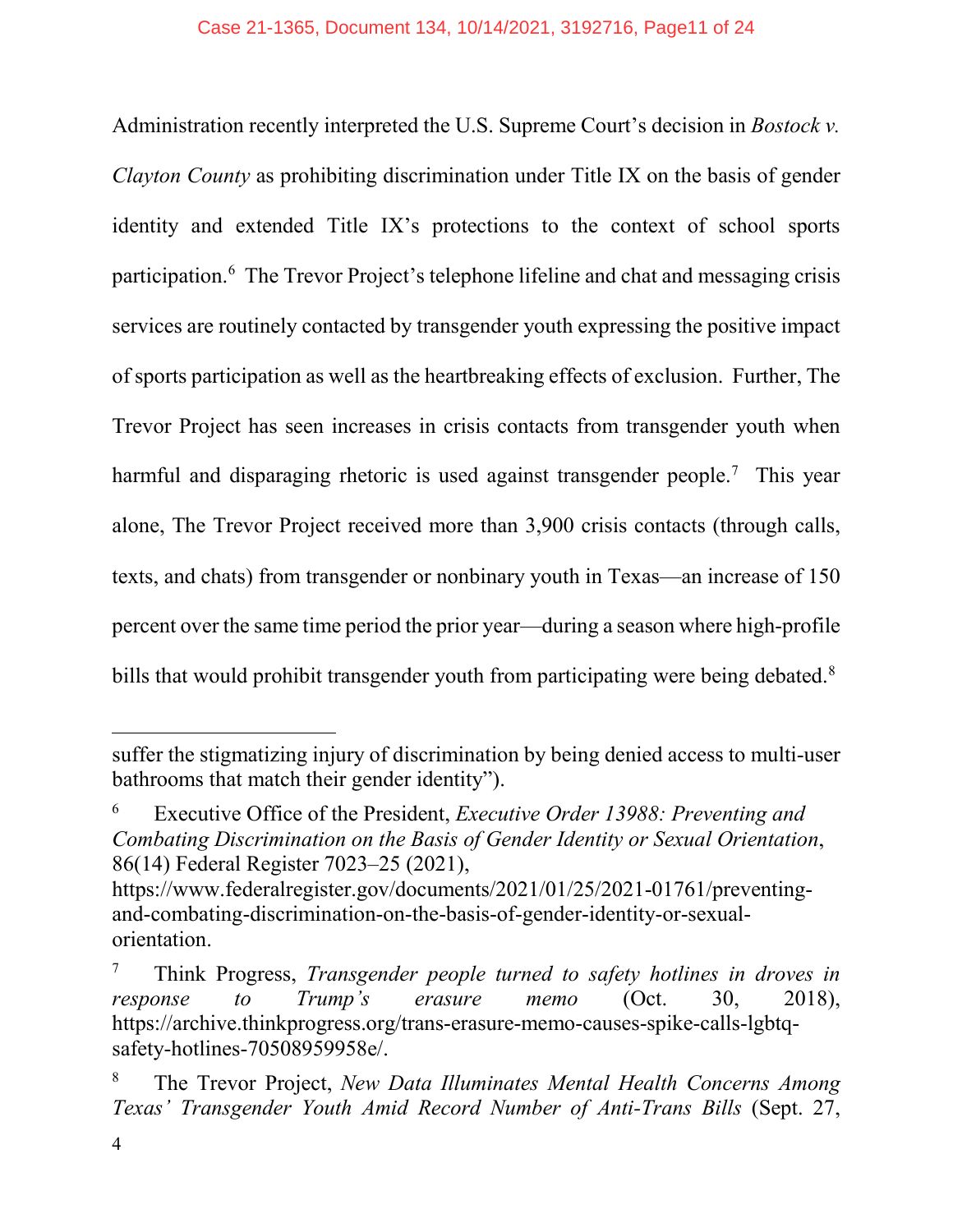Administration recently interpreted the U.S. Supreme Court's decision in *Bostock v. Clayton County* as prohibiting discrimination under Title IX on the basis of gender identity and extended Title IX's protections to the context of school sports participation.[6] The Trevor Project's telephone lifeline and chat and messaging crisis services are routinely contacted by transgender youth expressing the positive impact of sports participation as well as the heartbreaking effects of exclusion. Further, The Trevor Project has seen increases in crisis contacts from transgender youth when harmful and disparaging rhetoric is used against transgender people.[7] This year alone, The Trevor Project received more than 3,900 crisis contacts (through calls, texts, and chats) from transgender or nonbinary youth in Texas—an increase of 150 percent over the same time period the prior year—during a season where high-profile bills that would prohibit transgender youth from participating were being debated.[8]

---

suffer the stigmatizing injury of discrimination by being denied access to multi-user bathrooms that match their gender identity").

[6] Executive Office of the President, *Executive Order 13988: Preventing and Combating Discrimination on the Basis of Gender Identity or Sexual Orientation*, 86(14) Federal Register 7023–25 (2021), https://www.federalregister.gov/documents/2021/01/25/2021-01761/preventing-and-combating-discrimination-on-the-basis-of-gender-identity-or-sexual-orientation.

[7] Think Progress, *Transgender people turned to safety hotlines in droves in response to Trump's erasure memo* (Oct. 30, 2018), https://archive.thinkprogress.org/trans-erasure-memo-causes-spike-calls-lgbtq-safety-hotlines-70508959958e/.

[8] The Trevor Project, *New Data Illuminates Mental Health Concerns Among Texas' Transgender Youth Amid Record Number of Anti-Trans Bills* (Sept. 27,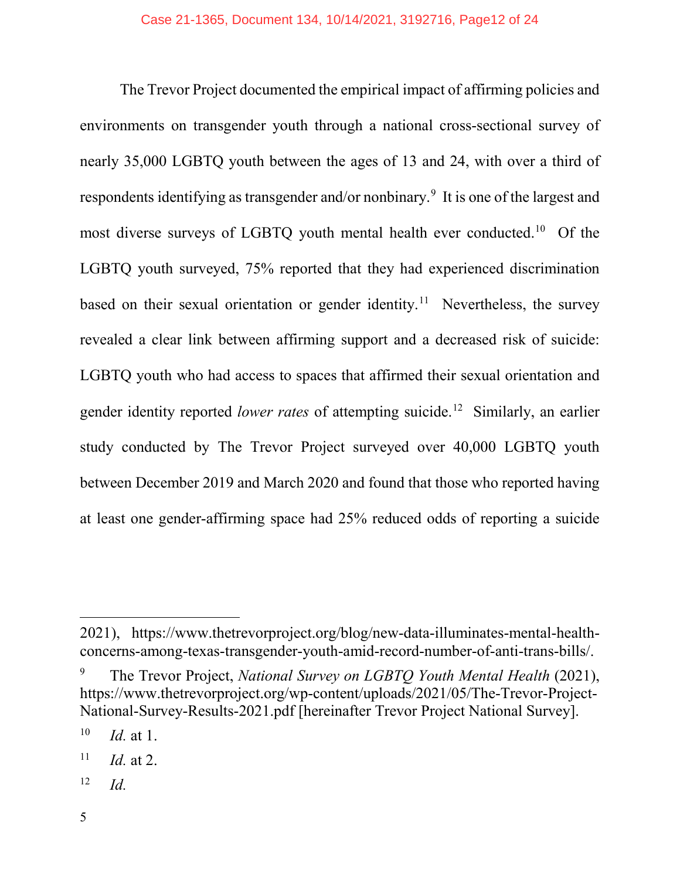The Trevor Project documented the empirical impact of affirming policies and environments on transgender youth through a national cross-sectional survey of nearly 35,000 LGBTQ youth between the ages of 13 and 24, with over a third of respondents identifying as transgender and/or nonbinary.[9] It is one of the largest and most diverse surveys of LGBTQ youth mental health ever conducted.[10] Of the LGBTQ youth surveyed, 75% reported that they had experienced discrimination based on their sexual orientation or gender identity.[11] Nevertheless, the survey revealed a clear link between affirming support and a decreased risk of suicide: LGBTQ youth who had access to spaces that affirmed their sexual orientation and gender identity reported *lower rates* of attempting suicide.[12] Similarly, an earlier study conducted by The Trevor Project surveyed over 40,000 LGBTQ youth between December 2019 and March 2020 and found that those who reported having at least one gender-affirming space had 25% reduced odds of reporting a suicide

---

2021), https://www.thetrevorproject.org/blog/new-data-illuminates-mental-health-concerns-among-texas-transgender-youth-amid-record-number-of-anti-trans-bills/.

[9] The Trevor Project, *National Survey on LGBTQ Youth Mental Health* (2021), https://www.thetrevorproject.org/wp-content/uploads/2021/05/The-Trevor-Project-National-Survey-Results-2021.pdf [hereinafter Trevor Project National Survey].

[10] *Id.* at 1.

[11] *Id.* at 2.

[12] *Id.*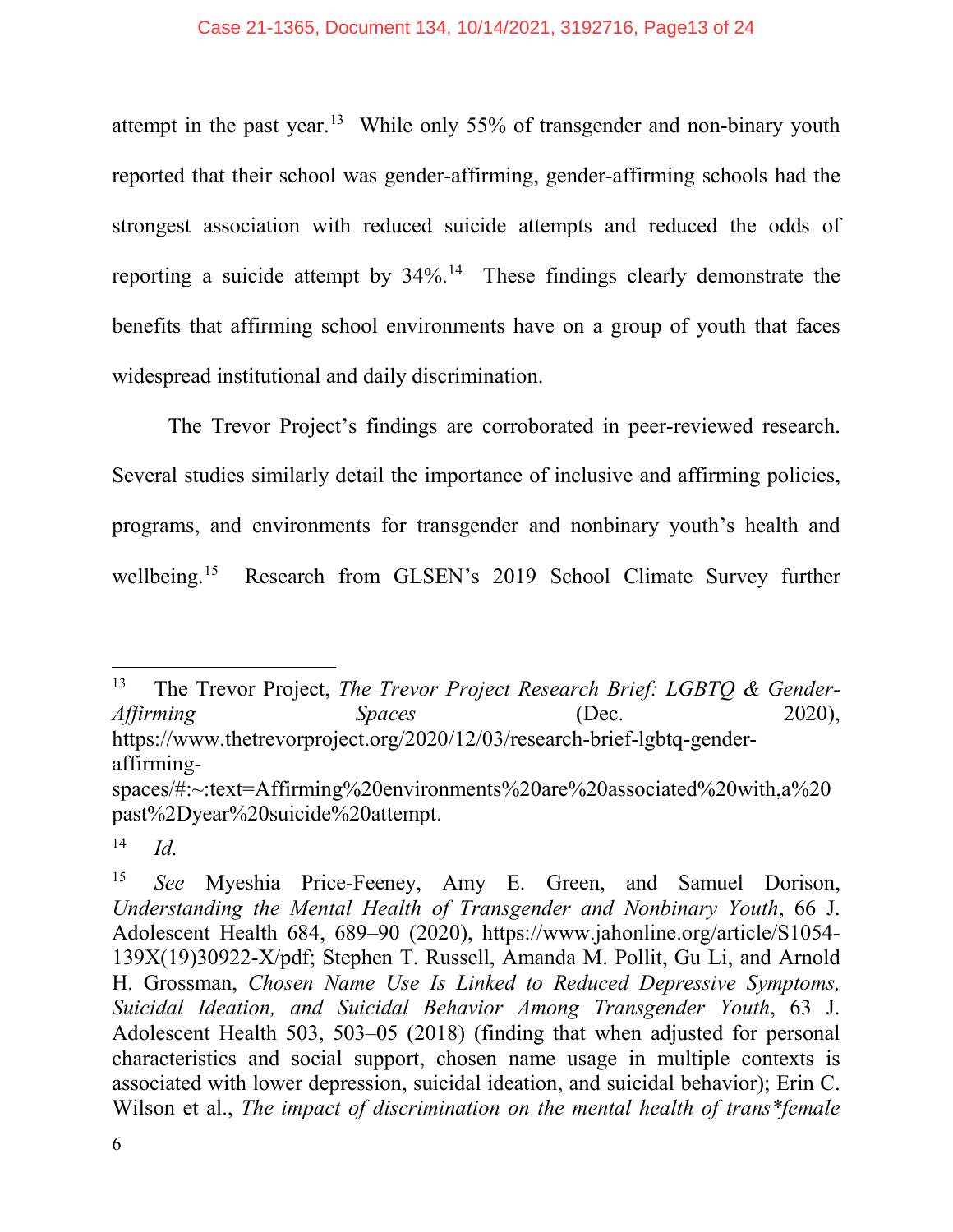attempt in the past year.[13] While only 55% of transgender and non-binary youth reported that their school was gender-affirming, gender-affirming schools had the strongest association with reduced suicide attempts and reduced the odds of reporting a suicide attempt by 34%.[14] These findings clearly demonstrate the benefits that affirming school environments have on a group of youth that faces widespread institutional and daily discrimination.

The Trevor Project's findings are corroborated in peer-reviewed research. Several studies similarly detail the importance of inclusive and affirming policies, programs, and environments for transgender and nonbinary youth's health and wellbeing.[15] Research from GLSEN's 2019 School Climate Survey further

---

[13] The Trevor Project, *The Trevor Project Research Brief: LGBTQ & Gender-Affirming Spaces* (Dec. 2020), https://www.thetrevorproject.org/2020/12/03/research-brief-lgbtq-gender-affirming-spaces/#:~:text=Affirming%20environments%20are%20associated%20with,a%20past%2Dyear%20suicide%20attempt.

[14] *Id.*

[15] *See* Myeshia Price-Feeney, Amy E. Green, and Samuel Dorison, *Understanding the Mental Health of Transgender and Nonbinary Youth*, 66 J. Adolescent Health 684, 689–90 (2020), https://www.jahonline.org/article/S1054-139X(19)30922-X/pdf; Stephen T. Russell, Amanda M. Pollit, Gu Li, and Arnold H. Grossman, *Chosen Name Use Is Linked to Reduced Depressive Symptoms, Suicidal Ideation, and Suicidal Behavior Among Transgender Youth*, 63 J. Adolescent Health 503, 503–05 (2018) (finding that when adjusted for personal characteristics and social support, chosen name usage in multiple contexts is associated with lower depression, suicidal ideation, and suicidal behavior); Erin C. Wilson et al., *The impact of discrimination on the mental health of trans*female*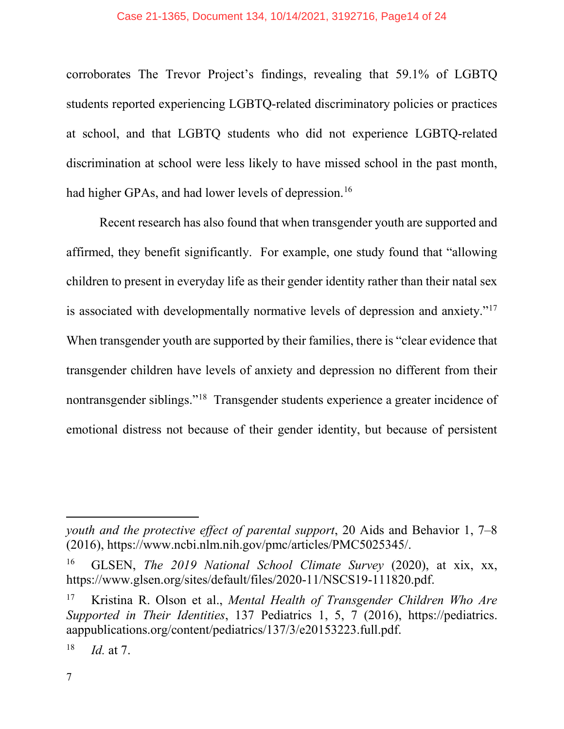corroborates The Trevor Project's findings, revealing that 59.1% of LGBTQ students reported experiencing LGBTQ-related discriminatory policies or practices at school, and that LGBTQ students who did not experience LGBTQ-related discrimination at school were less likely to have missed school in the past month, had higher GPAs, and had lower levels of depression.[16]

Recent research has also found that when transgender youth are supported and affirmed, they benefit significantly. For example, one study found that "allowing children to present in everyday life as their gender identity rather than their natal sex is associated with developmentally normative levels of depression and anxiety."[17] When transgender youth are supported by their families, there is "clear evidence that transgender children have levels of anxiety and depression no different from their nontransgender siblings."[18] Transgender students experience a greater incidence of emotional distress not because of their gender identity, but because of persistent

---

*youth and the protective effect of parental support*, 20 Aids and Behavior 1, 7–8 (2016), https://www.ncbi.nlm.nih.gov/pmc/articles/PMC5025345/.

[16] GLSEN, *The 2019 National School Climate Survey* (2020), at xix, xx, https://www.glsen.org/sites/default/files/2020-11/NSCS19-111820.pdf.

[17] Kristina R. Olson et al., *Mental Health of Transgender Children Who Are Supported in Their Identities*, 137 Pediatrics 1, 5, 7 (2016), https://pediatrics.aappublications.org/content/pediatrics/137/3/e20153223.full.pdf.

[18] *Id.* at 7.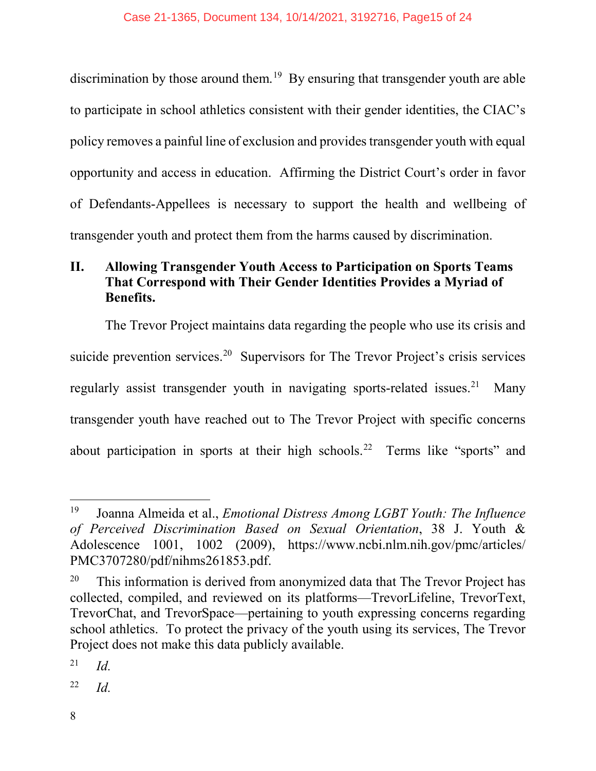discrimination by those around them.[19] By ensuring that transgender youth are able to participate in school athletics consistent with their gender identities, the CIAC's policy removes a painful line of exclusion and provides transgender youth with equal opportunity and access in education. Affirming the District Court's order in favor of Defendants-Appellees is necessary to support the health and wellbeing of transgender youth and protect them from the harms caused by discrimination.

## II. Allowing Transgender Youth Access to Participation on Sports Teams That Correspond with Their Gender Identities Provides a Myriad of Benefits.

The Trevor Project maintains data regarding the people who use its crisis and suicide prevention services.[20] Supervisors for The Trevor Project's crisis services regularly assist transgender youth in navigating sports-related issues.[21] Many transgender youth have reached out to The Trevor Project with specific concerns about participation in sports at their high schools.[22] Terms like "sports" and

---

[19] Joanna Almeida et al., *Emotional Distress Among LGBT Youth: The Influence of Perceived Discrimination Based on Sexual Orientation*, 38 J. Youth & Adolescence 1001, 1002 (2009), https://www.ncbi.nlm.nih.gov/pmc/articles/PMC3707280/pdf/nihms261853.pdf.

[20] This information is derived from anonymized data that The Trevor Project has collected, compiled, and reviewed on its platforms—TrevorLifeline, TrevorText, TrevorChat, and TrevorSpace—pertaining to youth expressing concerns regarding school athletics. To protect the privacy of the youth using its services, The Trevor Project does not make this data publicly available.

[21] *Id.*

[22] *Id.*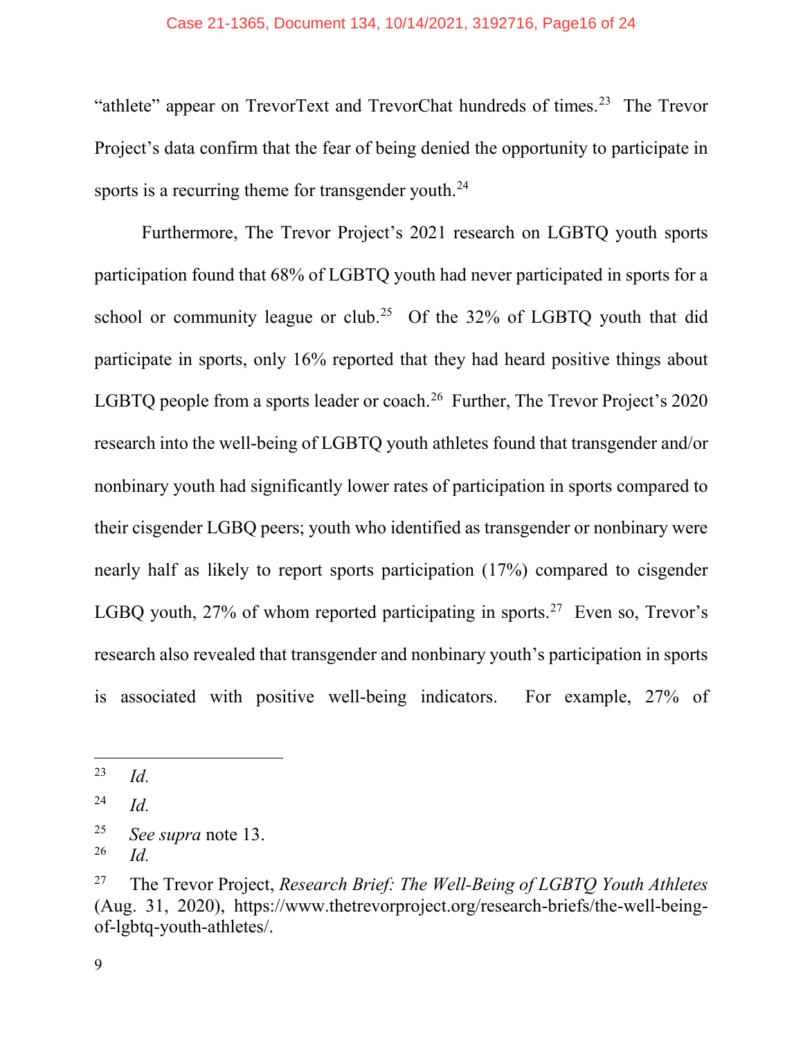"athlete" appear on TrevorText and TrevorChat hundreds of times.[23] The Trevor Project's data confirm that the fear of being denied the opportunity to participate in sports is a recurring theme for transgender youth.[24]

Furthermore, The Trevor Project's 2021 research on LGBTQ youth sports participation found that 68% of LGBTQ youth had never participated in sports for a school or community league or club.[25] Of the 32% of LGBTQ youth that did participate in sports, only 16% reported that they had heard positive things about LGBTQ people from a sports leader or coach.[26] Further, The Trevor Project's 2020 research into the well-being of LGBTQ youth athletes found that transgender and/or nonbinary youth had significantly lower rates of participation in sports compared to their cisgender LGBQ peers; youth who identified as transgender or nonbinary were nearly half as likely to report sports participation (17%) compared to cisgender LGBQ youth, 27% of whom reported participating in sports.[27] Even so, Trevor's research also revealed that transgender and nonbinary youth's participation in sports is associated with positive well-being indicators. For example, 27% of

---

[23] *Id.*

[24] *Id.*

[25] *See supra* note 13.

[26] *Id.*

[27] The Trevor Project, *Research Brief: The Well-Being of LGBTQ Youth Athletes* (Aug. 31, 2020), https://www.thetrevorproject.org/research-briefs/the-well-being-of-lgbtq-youth-athletes/.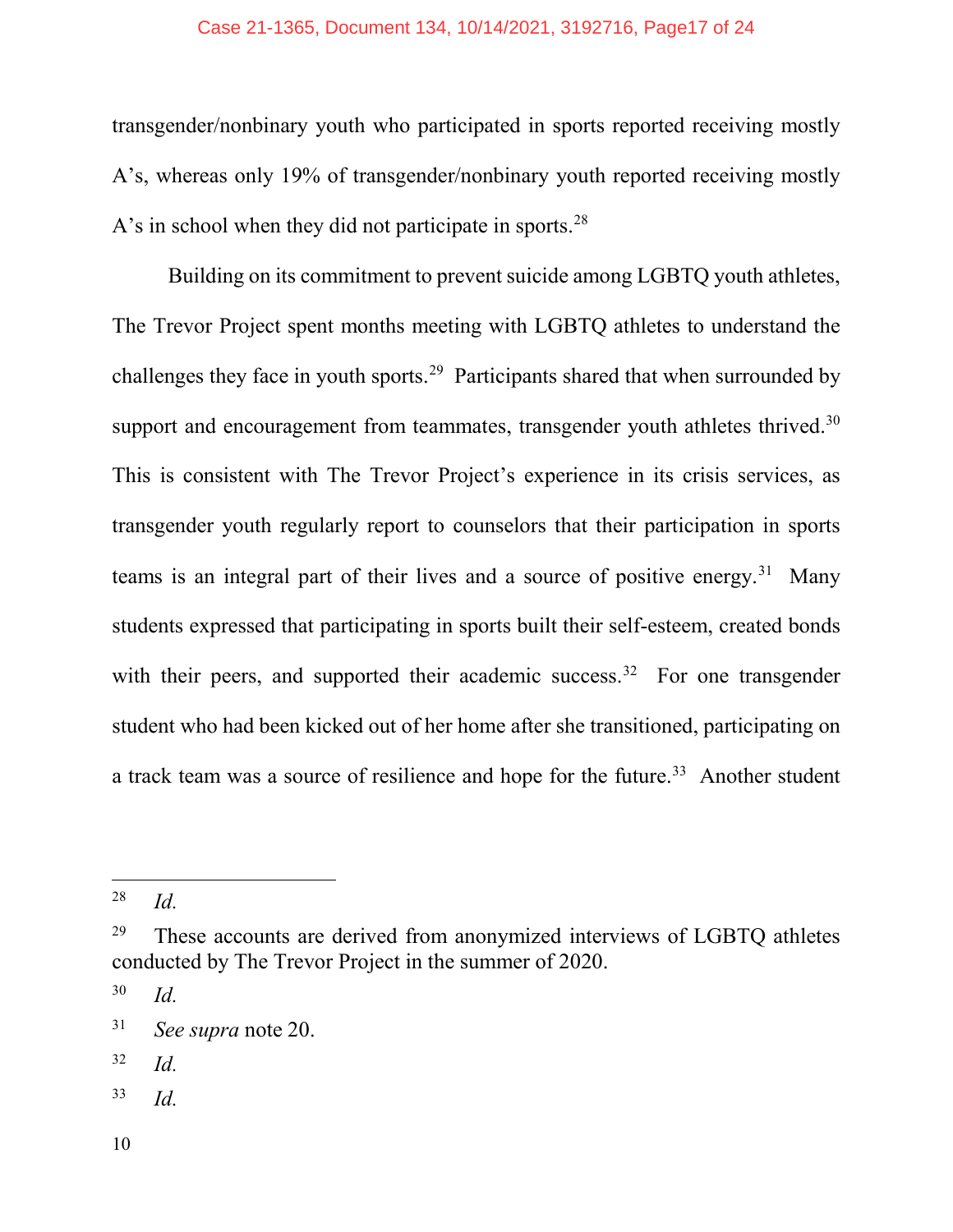transgender/nonbinary youth who participated in sports reported receiving mostly A's, whereas only 19% of transgender/nonbinary youth reported receiving mostly A's in school when they did not participate in sports.[28]

Building on its commitment to prevent suicide among LGBTQ youth athletes, The Trevor Project spent months meeting with LGBTQ athletes to understand the challenges they face in youth sports.[29] Participants shared that when surrounded by support and encouragement from teammates, transgender youth athletes thrived.[30] This is consistent with The Trevor Project's experience in its crisis services, as transgender youth regularly report to counselors that their participation in sports teams is an integral part of their lives and a source of positive energy.[31] Many students expressed that participating in sports built their self-esteem, created bonds with their peers, and supported their academic success.[32] For one transgender student who had been kicked out of her home after she transitioned, participating on a track team was a source of resilience and hope for the future.[33] Another student

---

[28] *Id.*

[29] These accounts are derived from anonymized interviews of LGBTQ athletes conducted by The Trevor Project in the summer of 2020.

[30] *Id.*

[31] *See supra* note 20.

[32] *Id.*

[33] *Id.*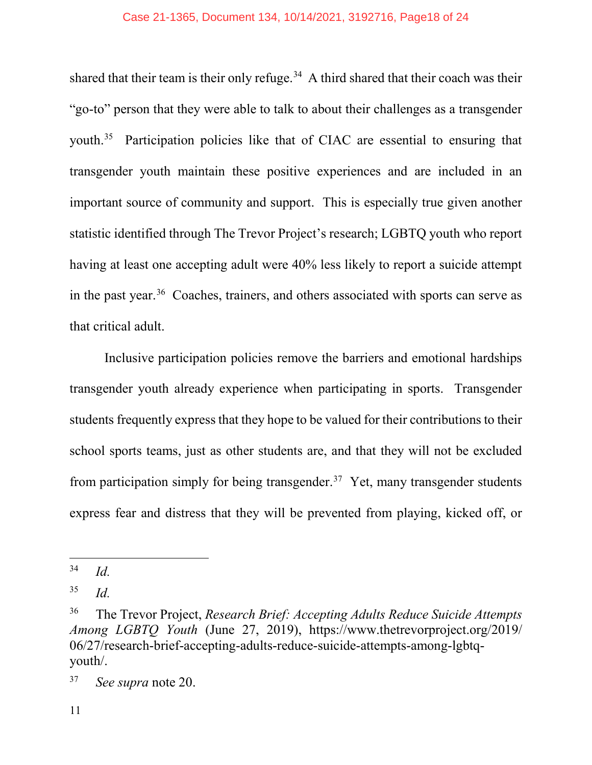shared that their team is their only refuge.[34] A third shared that their coach was their "go-to" person that they were able to talk to about their challenges as a transgender youth.[35] Participation policies like that of CIAC are essential to ensuring that transgender youth maintain these positive experiences and are included in an important source of community and support. This is especially true given another statistic identified through The Trevor Project's research; LGBTQ youth who report having at least one accepting adult were 40% less likely to report a suicide attempt in the past year.[36] Coaches, trainers, and others associated with sports can serve as that critical adult.

Inclusive participation policies remove the barriers and emotional hardships transgender youth already experience when participating in sports. Transgender students frequently express that they hope to be valued for their contributions to their school sports teams, just as other students are, and that they will not be excluded from participation simply for being transgender.[37] Yet, many transgender students express fear and distress that they will be prevented from playing, kicked off, or

---

[34] *Id.*

[35] *Id.*

[36] The Trevor Project, *Research Brief: Accepting Adults Reduce Suicide Attempts Among LGBTQ Youth* (June 27, 2019), https://www.thetrevorproject.org/2019/06/27/research-brief-accepting-adults-reduce-suicide-attempts-among-lgbtq-youth/.

[37] *See supra* note 20.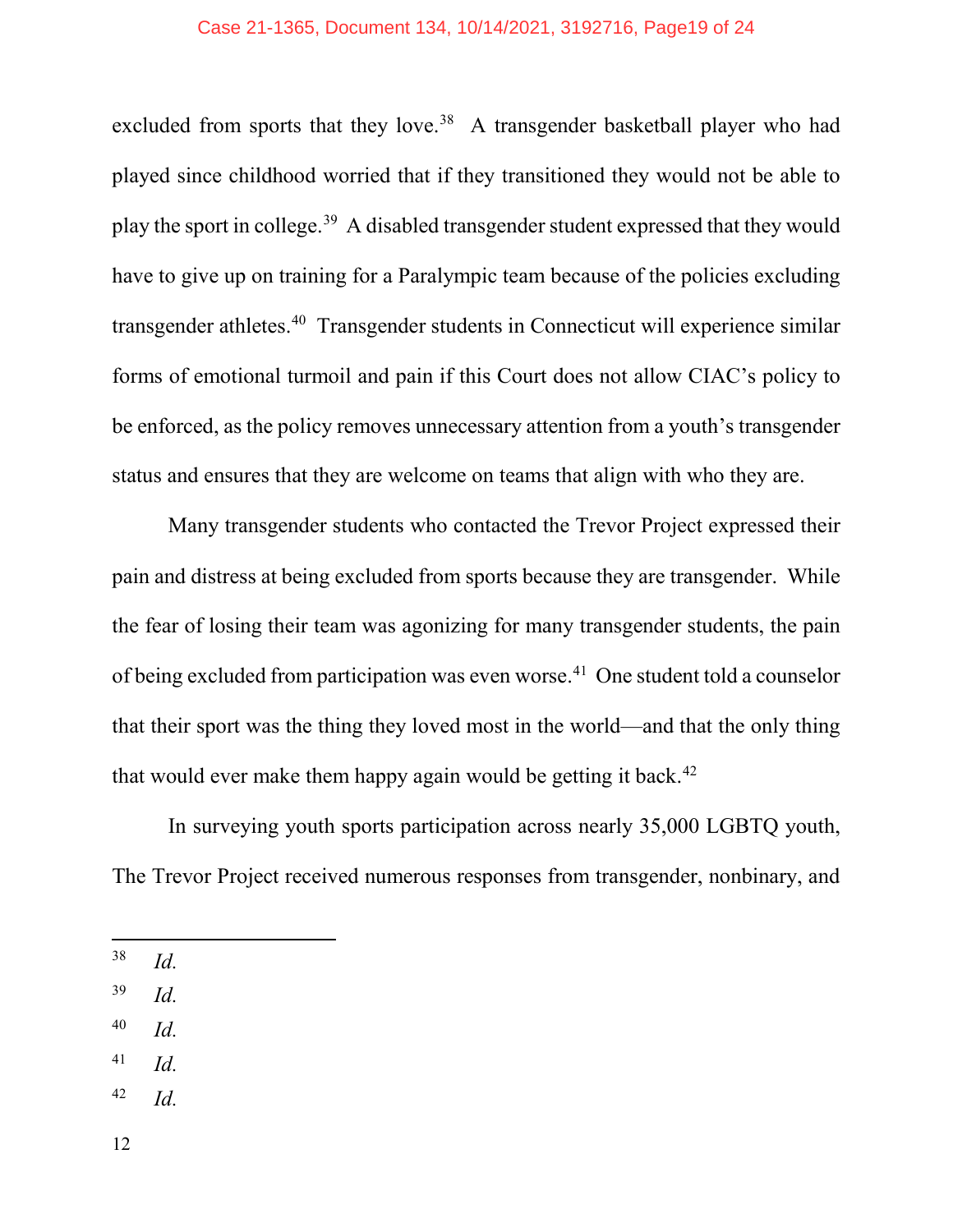excluded from sports that they love.[38] A transgender basketball player who had played since childhood worried that if they transitioned they would not be able to play the sport in college.[39] A disabled transgender student expressed that they would have to give up on training for a Paralympic team because of the policies excluding transgender athletes.[40] Transgender students in Connecticut will experience similar forms of emotional turmoil and pain if this Court does not allow CIAC's policy to be enforced, as the policy removes unnecessary attention from a youth's transgender status and ensures that they are welcome on teams that align with who they are.

Many transgender students who contacted the Trevor Project expressed their pain and distress at being excluded from sports because they are transgender. While the fear of losing their team was agonizing for many transgender students, the pain of being excluded from participation was even worse.[41] One student told a counselor that their sport was the thing they loved most in the world—and that the only thing that would ever make them happy again would be getting it back.[42]

In surveying youth sports participation across nearly 35,000 LGBTQ youth, The Trevor Project received numerous responses from transgender, nonbinary, and

---

[38] *Id.*

[39] *Id.*

[40] *Id.*

[41] *Id.*

[42] *Id.*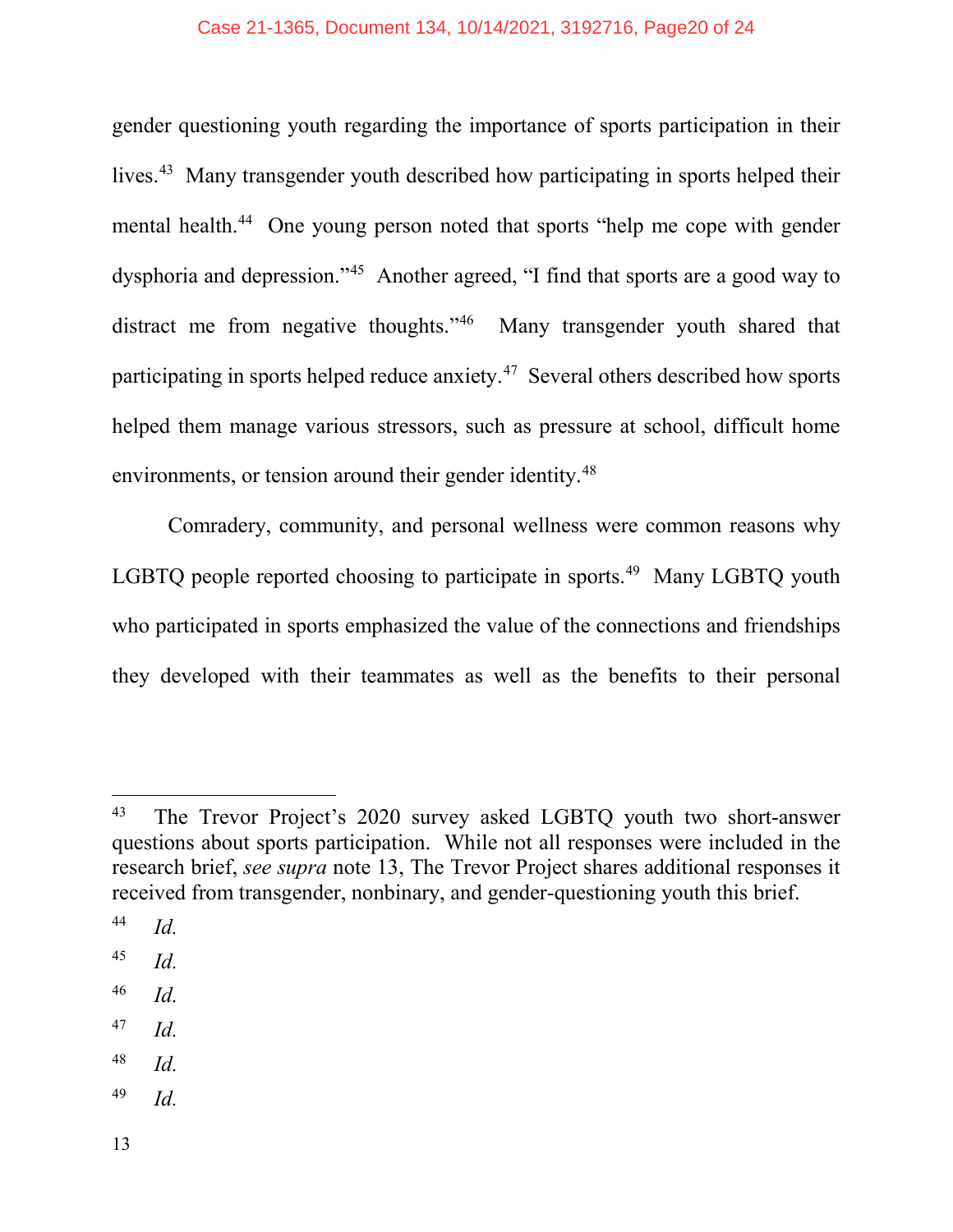gender questioning youth regarding the importance of sports participation in their lives.[43] Many transgender youth described how participating in sports helped their mental health.[44] One young person noted that sports "help me cope with gender dysphoria and depression."[45] Another agreed, "I find that sports are a good way to distract me from negative thoughts."[46] Many transgender youth shared that participating in sports helped reduce anxiety.[47] Several others described how sports helped them manage various stressors, such as pressure at school, difficult home environments, or tension around their gender identity.[48]

Comradery, community, and personal wellness were common reasons why LGBTQ people reported choosing to participate in sports.[49] Many LGBTQ youth who participated in sports emphasized the value of the connections and friendships they developed with their teammates as well as the benefits to their personal

---

[43] The Trevor Project's 2020 survey asked LGBTQ youth two short-answer questions about sports participation. While not all responses were included in the research brief, *see supra* note 13, The Trevor Project shares additional responses it received from transgender, nonbinary, and gender-questioning youth this brief.

[44] *Id.*

[45] *Id.*

[46] *Id.*

[47] *Id.*

[48] *Id.*

[49] *Id.*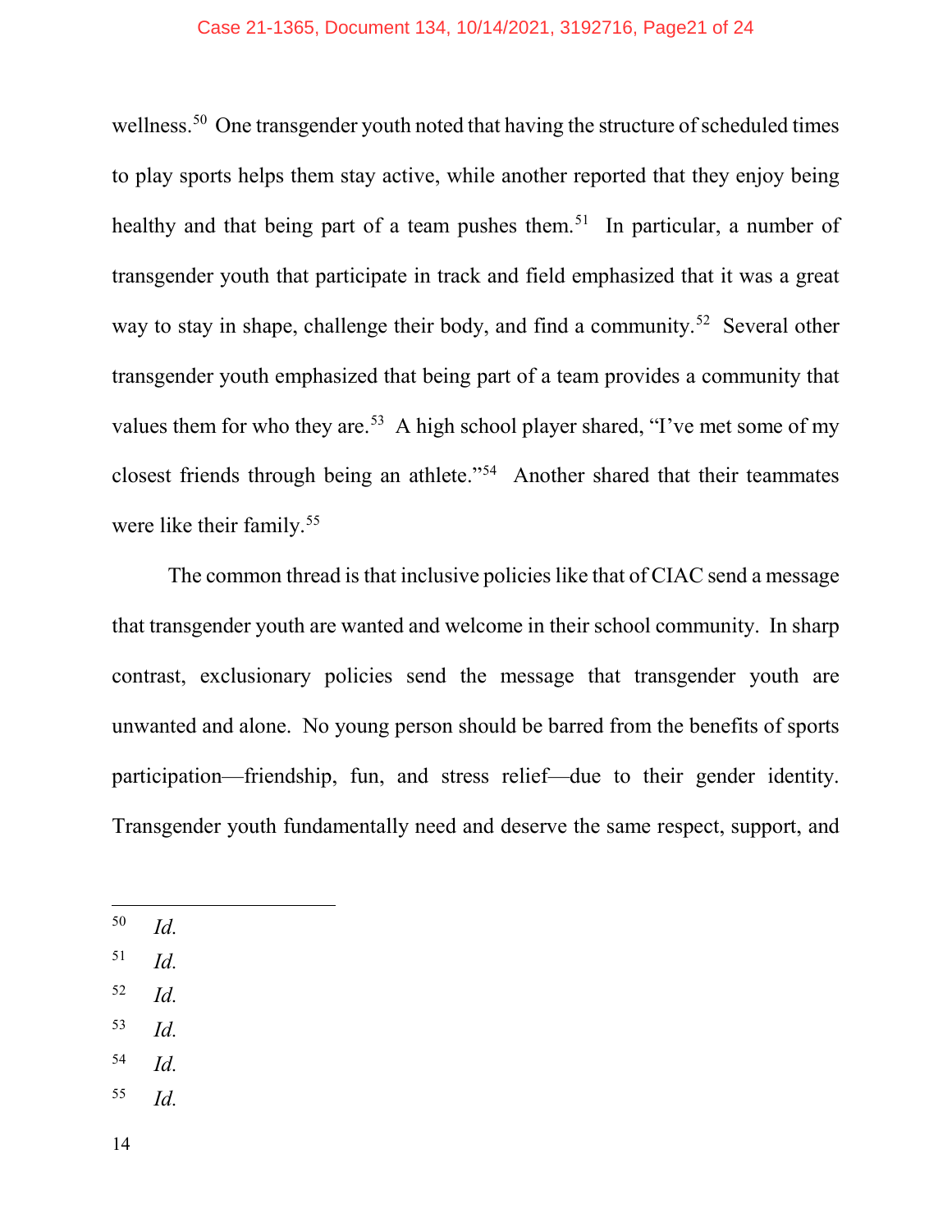wellness.[50] One transgender youth noted that having the structure of scheduled times to play sports helps them stay active, while another reported that they enjoy being healthy and that being part of a team pushes them.[51] In particular, a number of transgender youth that participate in track and field emphasized that it was a great way to stay in shape, challenge their body, and find a community.[52] Several other transgender youth emphasized that being part of a team provides a community that values them for who they are.[53] A high school player shared, "I've met some of my closest friends through being an athlete."[54] Another shared that their teammates were like their family.[55]

The common thread is that inclusive policies like that of CIAC send a message that transgender youth are wanted and welcome in their school community. In sharp contrast, exclusionary policies send the message that transgender youth are unwanted and alone. No young person should be barred from the benefits of sports participation—friendship, fun, and stress relief—due to their gender identity. Transgender youth fundamentally need and deserve the same respect, support, and

---

[50] *Id.*

[51] *Id.*

[52] *Id.*

[53] *Id.*

[54] *Id.*

[55] *Id.*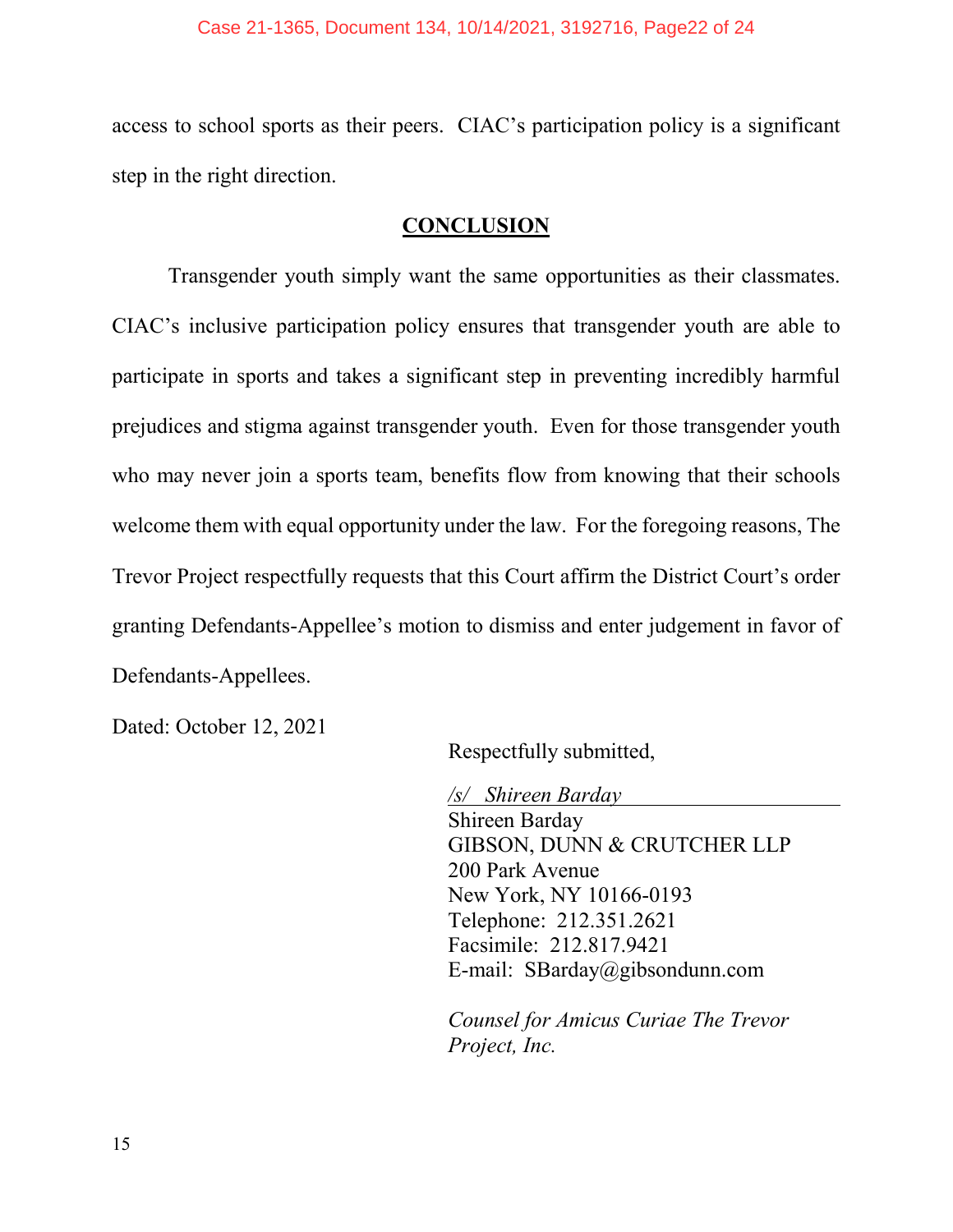access to school sports as their peers. CIAC's participation policy is a significant step in the right direction.

## CONCLUSION

Transgender youth simply want the same opportunities as their classmates. CIAC's inclusive participation policy ensures that transgender youth are able to participate in sports and takes a significant step in preventing incredibly harmful prejudices and stigma against transgender youth. Even for those transgender youth who may never join a sports team, benefits flow from knowing that their schools welcome them with equal opportunity under the law. For the foregoing reasons, The Trevor Project respectfully requests that this Court affirm the District Court's order granting Defendants-Appellee's motion to dismiss and enter judgement in favor of Defendants-Appellees.

Dated: October 12, 2021

Respectfully submitted,

*/s/ Shireen Barday*
Shireen Barday
GIBSON, DUNN & CRUTCHER LLP
200 Park Avenue
New York, NY 10166-0193
Telephone: 212.351.2621
Facsimile: 212.817.9421
E-mail: SBarday@gibsondunn.com

*Counsel for Amicus Curiae The Trevor Project, Inc.*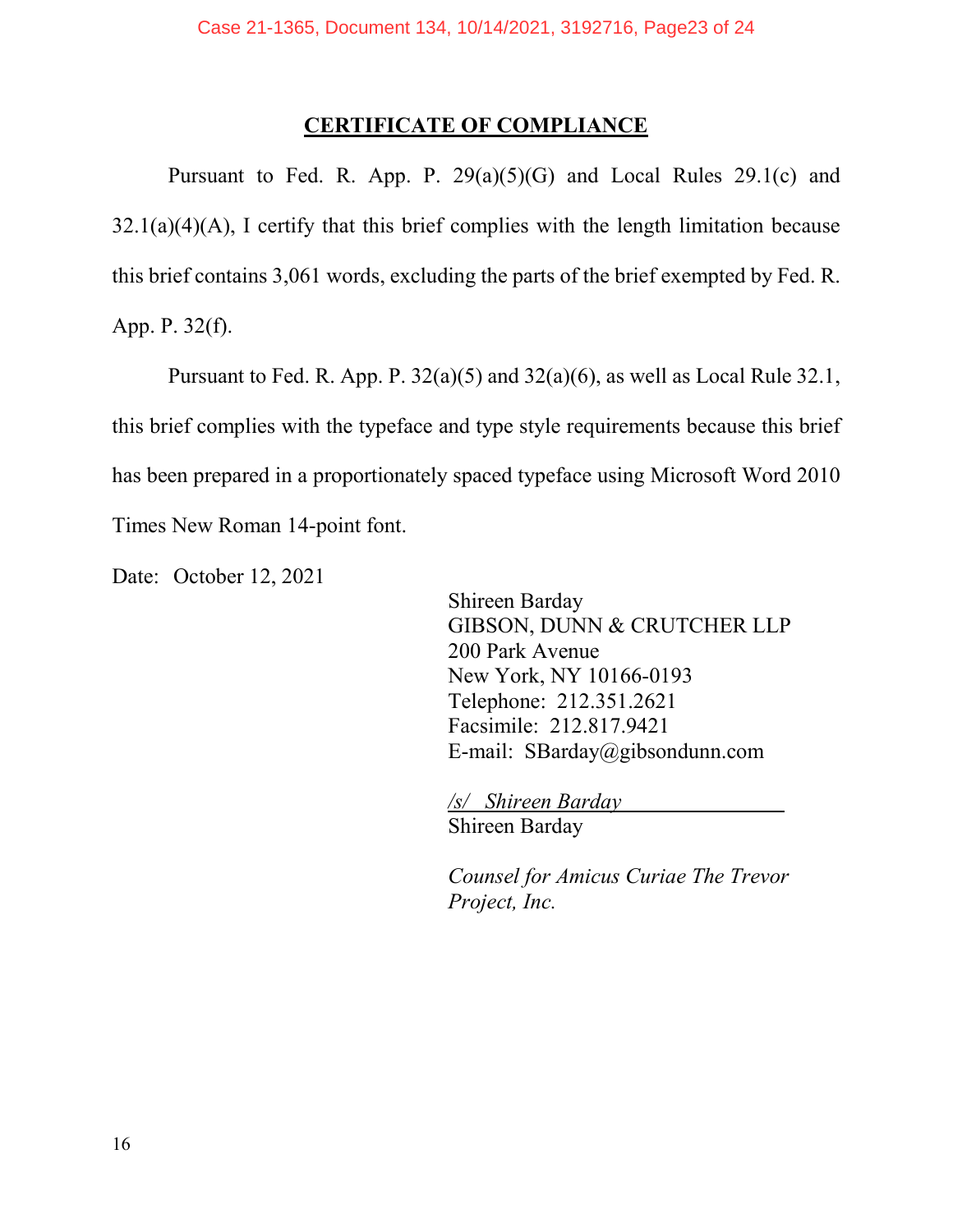## CERTIFICATE OF COMPLIANCE

Pursuant to Fed. R. App. P. 29(a)(5)(G) and Local Rules 29.1(c) and 32.1(a)(4)(A), I certify that this brief complies with the length limitation because this brief contains 3,061 words, excluding the parts of the brief exempted by Fed. R. App. P. 32(f).

Pursuant to Fed. R. App. P. 32(a)(5) and 32(a)(6), as well as Local Rule 32.1, this brief complies with the typeface and type style requirements because this brief has been prepared in a proportionately spaced typeface using Microsoft Word 2010 Times New Roman 14-point font.

Date: October 12, 2021

Shireen Barday
GIBSON, DUNN & CRUTCHER LLP
200 Park Avenue
New York, NY 10166-0193
Telephone: 212.351.2621
Facsimile: 212.817.9421
E-mail: SBarday@gibsondunn.com

*/s/ Shireen Barday*
Shireen Barday

*Counsel for Amicus Curiae The Trevor Project, Inc.*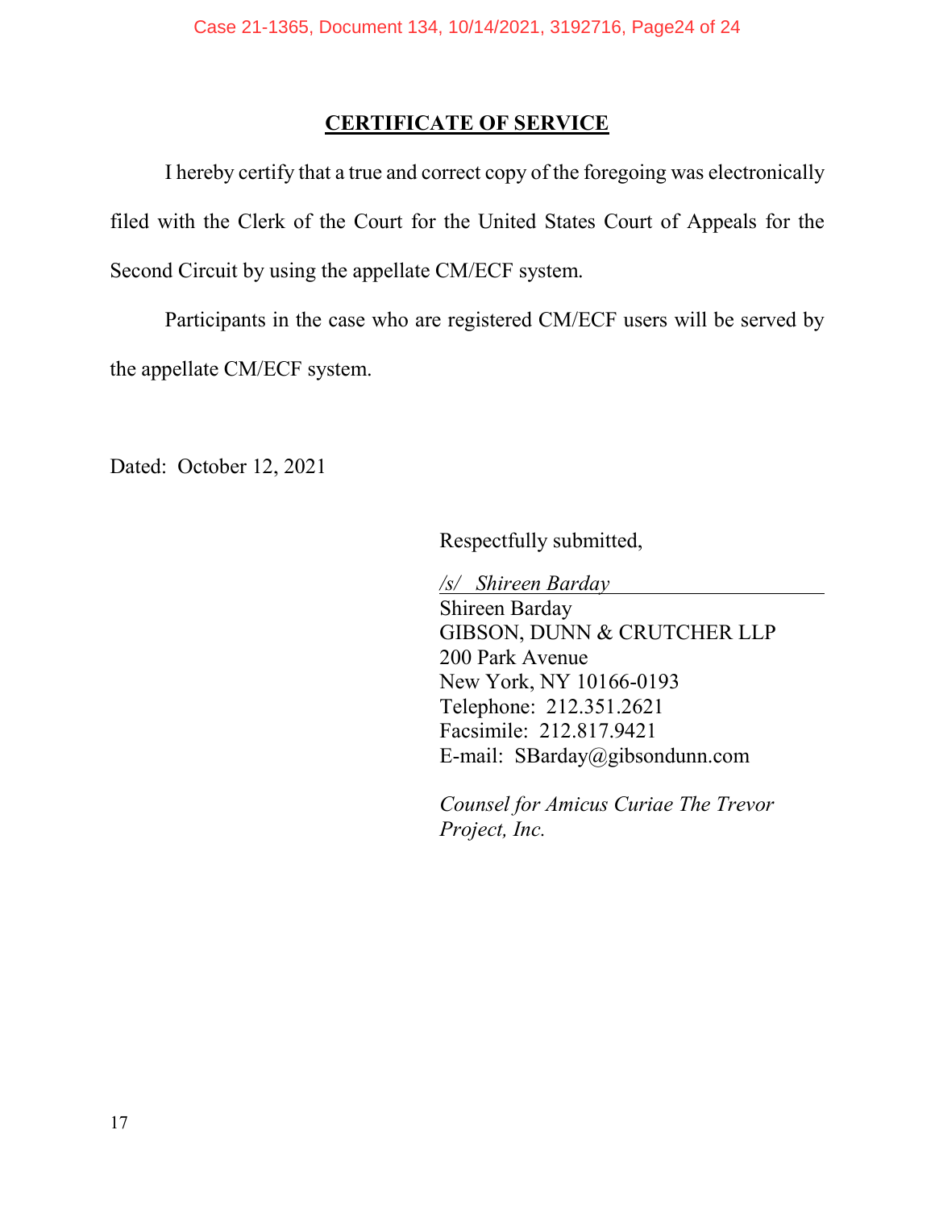## CERTIFICATE OF SERVICE

I hereby certify that a true and correct copy of the foregoing was electronically filed with the Clerk of the Court for the United States Court of Appeals for the Second Circuit by using the appellate CM/ECF system.

Participants in the case who are registered CM/ECF users will be served by the appellate CM/ECF system.

Dated: October 12, 2021

Respectfully submitted,

*/s/ Shireen Barday*
Shireen Barday
GIBSON, DUNN & CRUTCHER LLP
200 Park Avenue
New York, NY 10166-0193
Telephone: 212.351.2621
Facsimile: 212.817.9421
E-mail: SBarday@gibsondunn.com

*Counsel for Amicus Curiae The Trevor Project, Inc.*